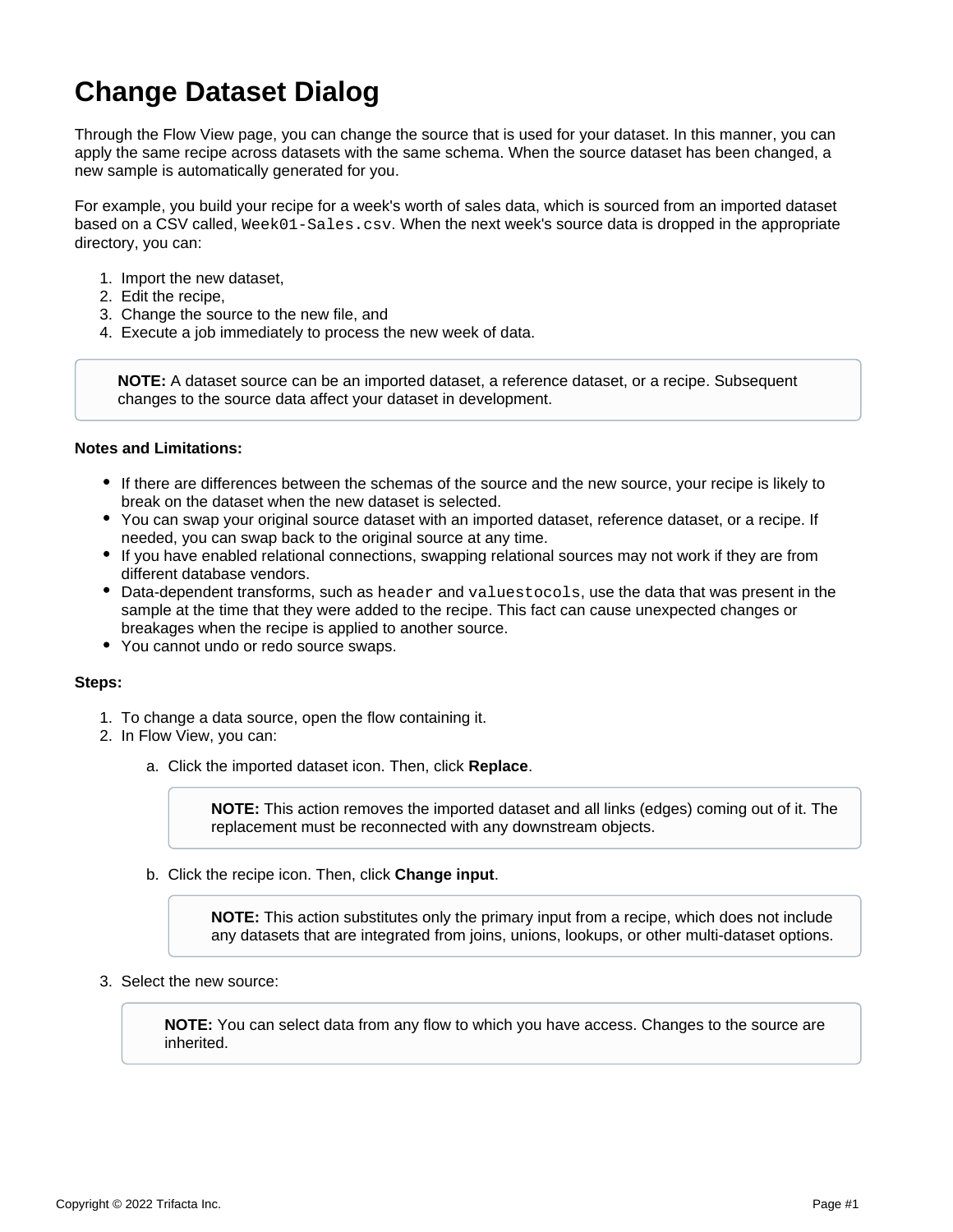# Change Dataset Dialog

Through the Flow View page, you can change the source that is used for your dataset. In this manner, you can apply the same recipe across datasets with the same schema. When the source dataset has been changed, a new sample is automatically generated for you.

For example, you build your recipe for a week's worth of sales data, which is sourced from an imported dataset based on a CSV called, `Week01-Sales.csv`. When the next week's source data is dropped in the appropriate directory, you can:

1. Import the new dataset,
2. Edit the recipe,
3. Change the source to the new file, and
4. Execute a job immediately to process the new week of data.

> **NOTE:** A dataset source can be an imported dataset, a reference dataset, or a recipe. Subsequent changes to the source data affect your dataset in development.

**Notes and Limitations:**

- If there are differences between the schemas of the source and the new source, your recipe is likely to break on the dataset when the new dataset is selected.
- You can swap your original source dataset with an imported dataset, reference dataset, or a recipe. If needed, you can swap back to the original source at any time.
- If you have enabled relational connections, swapping relational sources may not work if they are from different database vendors.
- Data-dependent transforms, such as `header` and `valuestocols`, use the data that was present in the sample at the time that they were added to the recipe. This fact can cause unexpected changes or breakages when the recipe is applied to another source.
- You cannot undo or redo source swaps.

**Steps:**

1. To change a data source, open the flow containing it.
2. In Flow View, you can:
    a. Click the imported dataset icon. Then, click **Replace**.

    > **NOTE:** This action removes the imported dataset and all links (edges) coming out of it. The replacement must be reconnected with any downstream objects.

    b. Click the recipe icon. Then, click **Change input**.

    > **NOTE:** This action substitutes only the primary input from a recipe, which does not include any datasets that are integrated from joins, unions, lookups, or other multi-dataset options.

3. Select the new source:

    > **NOTE:** You can select data from any flow to which you have access. Changes to the source are inherited.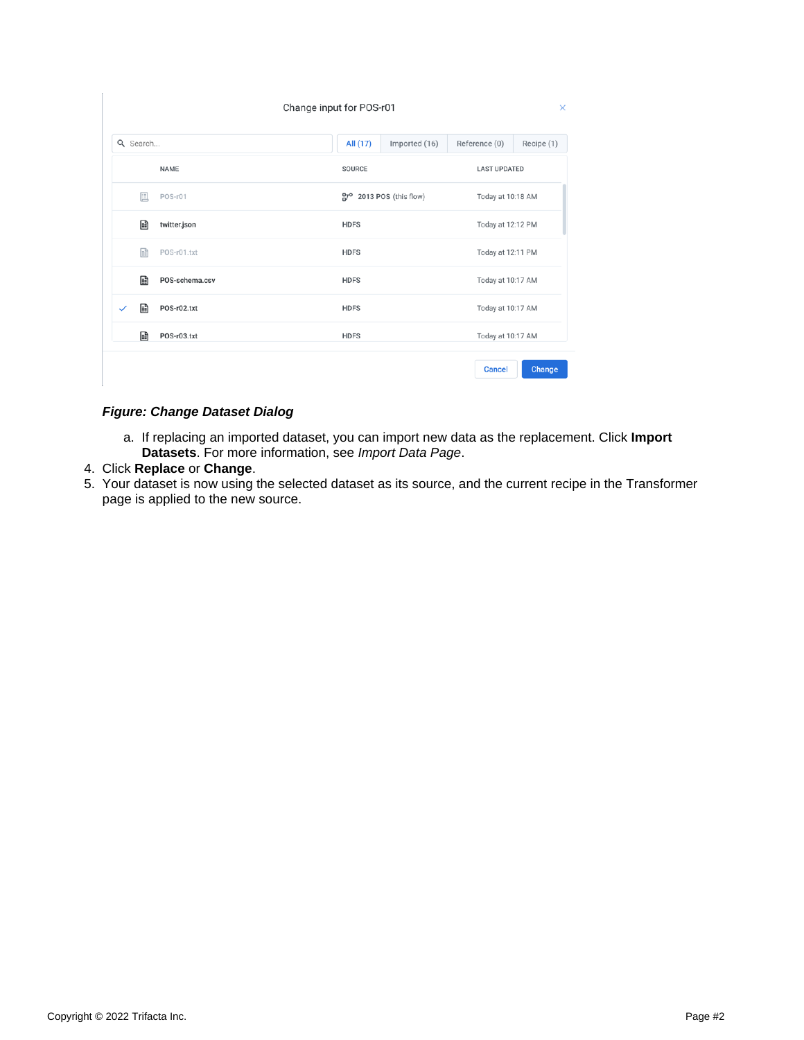***Figure: Change Dataset Dialog***

   a. If replacing an imported dataset, you can import new data as the replacement. Click **Import Datasets**. For more information, see *Import Data Page*.

4. Click **Replace** or **Change**.
5. Your dataset is now using the selected dataset as its source, and the current recipe in the Transformer page is applied to the new source.